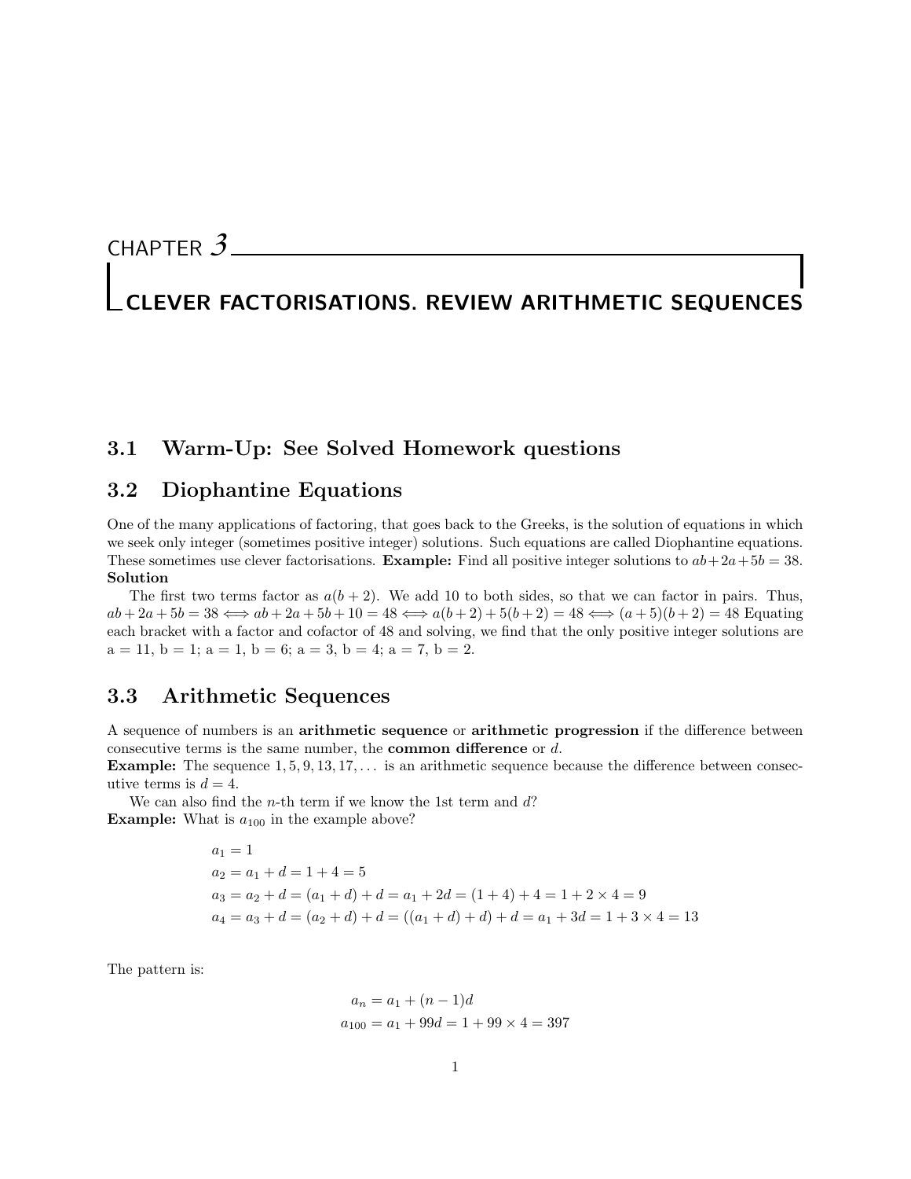# CHAPTER 3

# CLEVER FACTORISATIONS. REVIEW ARITHMETIC SEQUENCES

## 3.1 Warm-Up: See Solved Homework questions

## 3.2 Diophantine Equations

One of the many applications of factoring, that goes back to the Greeks, is the solution of equations in which we seek only integer (sometimes positive integer) solutions. Such equations are called Diophantine equations. These sometimes use clever factorisations. **Example:** Find all positive integer solutions to $ab+2a+5b=38$.
**Solution**

The first two terms factor as $a(b+2)$. We add 10 to both sides, so that we can factor in pairs. Thus, $ab+2a+5b=38 \iff ab+2a+5b+10=48 \iff a(b+2)+5(b+2)=48 \iff (a+5)(b+2)=48$ Equating each bracket with a factor and cofactor of 48 and solving, we find that the only positive integer solutions are a = 11, b = 1; a = 1, b = 6; a = 3, b = 4; a = 7, b = 2.

## 3.3 Arithmetic Sequences

A sequence of numbers is an **arithmetic sequence** or **arithmetic progression** if the difference between consecutive terms is the same number, the **common difference** or $d$.
**Example:** The sequence $1, 5, 9, 13, 17, \dots$ is an arithmetic sequence because the difference between consecutive terms is $d = 4$.

We can also find the $n$-th term if we know the 1st term and $d$?
**Example:** What is $a_{100}$ in the example above?

$$
\begin{aligned}
&a_1 = 1\\
&a_2 = a_1 + d = 1 + 4 = 5\\
&a_3 = a_2 + d = (a_1 + d) + d = a_1 + 2d = (1 + 4) + 4 = 1 + 2 \times 4 = 9\\
&a_4 = a_3 + d = (a_2 + d) + d = ((a_1 + d) + d) + d = a_1 + 3d = 1 + 3 \times 4 = 13
\end{aligned}
$$

The pattern is:

$$
\begin{aligned}
a_n &= a_1 + (n-1)d\\
a_{100} &= a_1 + 99d = 1 + 99 \times 4 = 397
\end{aligned}
$$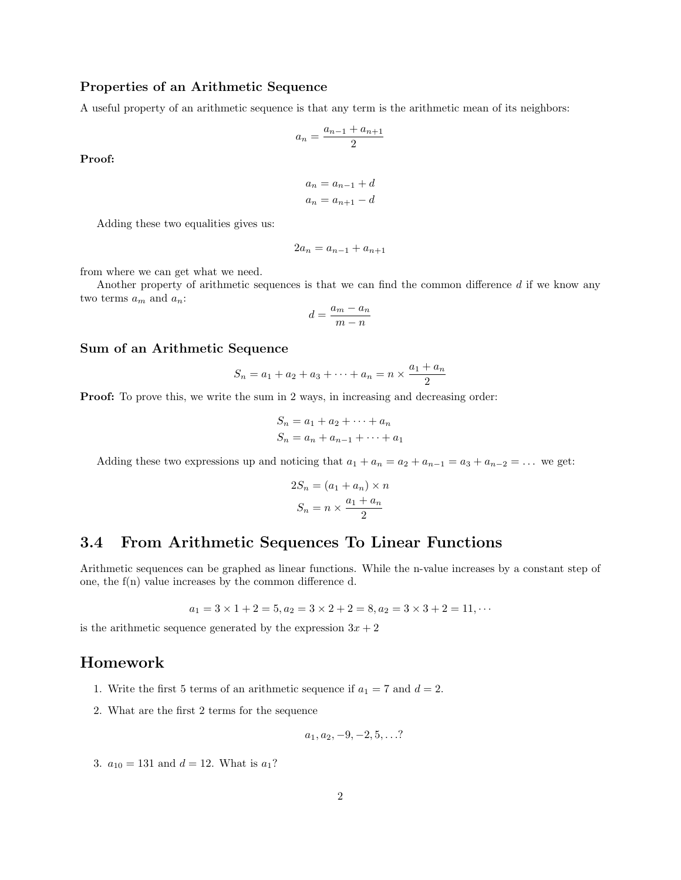### Properties of an Arithmetic Sequence

A useful property of an arithmetic sequence is that any term is the arithmetic mean of its neighbors:

$$a_n = \frac{a_{n-1} + a_{n+1}}{2}$$

**Proof:**

$$a_n = a_{n-1} + d$$
$$a_n = a_{n+1} - d$$

Adding these two equalities gives us:

$$2a_n = a_{n-1} + a_{n+1}$$

from where we can get what we need.

Another property of arithmetic sequences is that we can find the common difference $d$ if we know any two terms $a_m$ and $a_n$:

$$d = \frac{a_m - a_n}{m - n}$$

### Sum of an Arithmetic Sequence

$$S_n = a_1 + a_2 + a_3 + \cdots + a_n = n \times \frac{a_1 + a_n}{2}$$

**Proof:** To prove this, we write the sum in 2 ways, in increasing and decreasing order:

$$S_n = a_1 + a_2 + \cdots + a_n$$
$$S_n = a_n + a_{n-1} + \cdots + a_1$$

Adding these two expressions up and noticing that $a_1 + a_n = a_2 + a_{n-1} = a_3 + a_{n-2} = \ldots$ we get:

$$2S_n = (a_1 + a_n) \times n$$
$$S_n = n \times \frac{a_1 + a_n}{2}$$

## 3.4 From Arithmetic Sequences To Linear Functions

Arithmetic sequences can be graphed as linear functions. While the n-value increases by a constant step of one, the f(n) value increases by the common difference d.

$$a_1 = 3 \times 1 + 2 = 5, a_2 = 3 \times 2 + 2 = 8, a_2 = 3 \times 3 + 2 = 11, \cdots$$

is the arithmetic sequence generated by the expression $3x + 2$

## Homework

1. Write the first 5 terms of an arithmetic sequence if $a_1 = 7$ and $d = 2$.
2. What are the first 2 terms for the sequence

   $$a_1, a_2, -9, -2, 5, \ldots?$$

3. $a_{10} = 131$ and $d = 12$. What is $a_1$?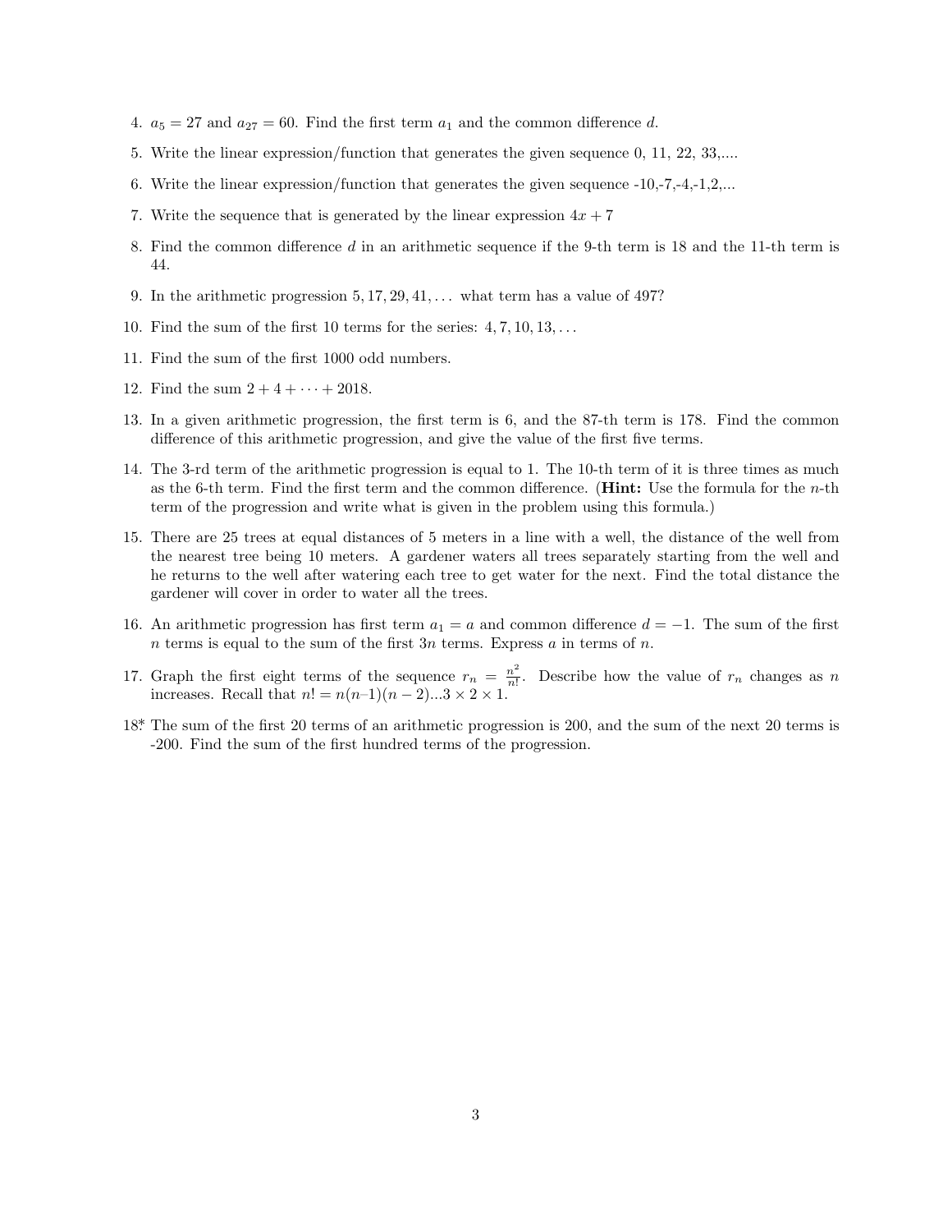4. $a_5 = 27$ and $a_{27} = 60$. Find the first term $a_1$ and the common difference $d$.

5. Write the linear expression/function that generates the given sequence 0, 11, 22, 33,....

6. Write the linear expression/function that generates the given sequence -10,-7,-4,-1,2,...

7. Write the sequence that is generated by the linear expression $4x + 7$

8. Find the common difference $d$ in an arithmetic sequence if the 9-th term is 18 and the 11-th term is 44.

9. In the arithmetic progression $5, 17, 29, 41, \ldots$ what term has a value of 497?

10. Find the sum of the first 10 terms for the series: $4, 7, 10, 13, \ldots$

11. Find the sum of the first 1000 odd numbers.

12. Find the sum $2 + 4 + \cdots + 2018$.

13. In a given arithmetic progression, the first term is 6, and the 87-th term is 178. Find the common difference of this arithmetic progression, and give the value of the first five terms.

14. The 3-rd term of the arithmetic progression is equal to 1. The 10-th term of it is three times as much as the 6-th term. Find the first term and the common difference. (**Hint:** Use the formula for the $n$-th term of the progression and write what is given in the problem using this formula.)

15. There are 25 trees at equal distances of 5 meters in a line with a well, the distance of the well from the nearest tree being 10 meters. A gardener waters all trees separately starting from the well and he returns to the well after watering each tree to get water for the next. Find the total distance the gardener will cover in order to water all the trees.

16. An arithmetic progression has first term $a_1 = a$ and common difference $d = -1$. The sum of the first $n$ terms is equal to the sum of the first $3n$ terms. Express $a$ in terms of $n$.

17. Graph the first eight terms of the sequence $r_n = \frac{n^2}{n!}$. Describe how the value of $r_n$ changes as $n$ increases. Recall that $n! = n(n-1)(n-2)...3 \times 2 \times 1$.

18.* The sum of the first 20 terms of an arithmetic progression is 200, and the sum of the next 20 terms is -200. Find the sum of the first hundred terms of the progression.